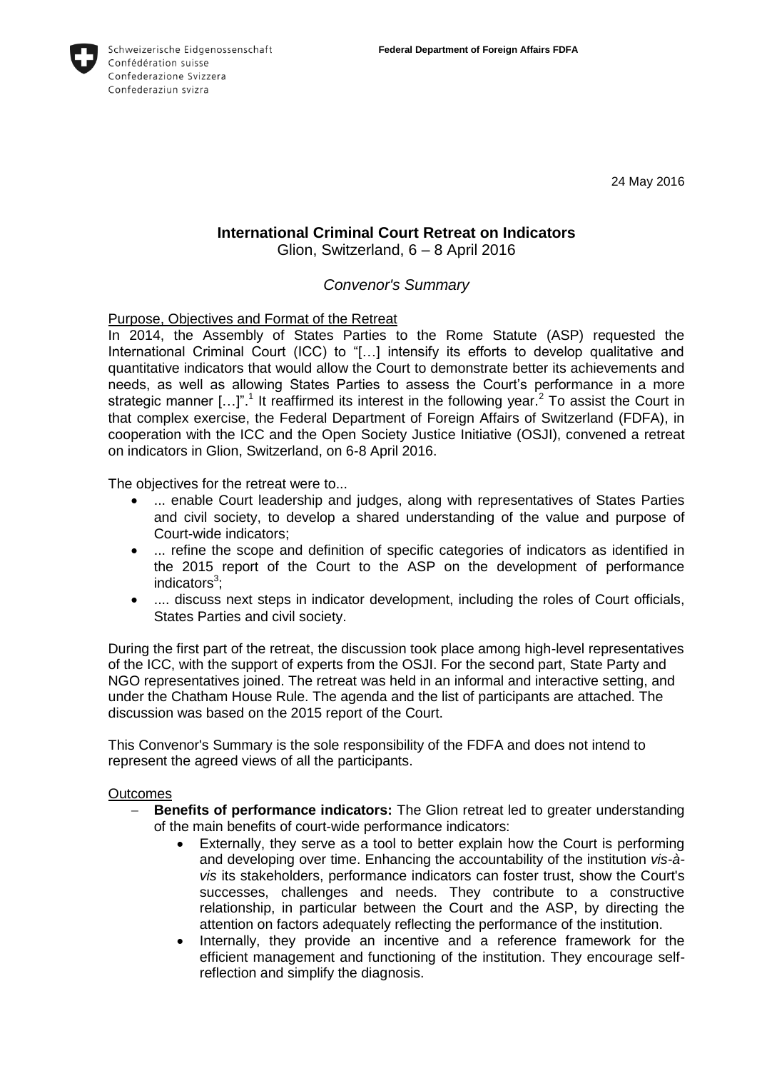Schweizerische Eidgenossenschaft
Confédération suisse
Confederazione Svizzera
Confederaziun svizra

**Federal Department of Foreign Affairs FDFA**

24 May 2016

# International Criminal Court Retreat on Indicators

Glion, Switzerland, 6 – 8 April 2016

*Convenor's Summary*

## Purpose, Objectives and Format of the Retreat

In 2014, the Assembly of States Parties to the Rome Statute (ASP) requested the International Criminal Court (ICC) to "[…] intensify its efforts to develop qualitative and quantitative indicators that would allow the Court to demonstrate better its achievements and needs, as well as allowing States Parties to assess the Court's performance in a more strategic manner […]".[1] It reaffirmed its interest in the following year.[2] To assist the Court in that complex exercise, the Federal Department of Foreign Affairs of Switzerland (FDFA), in cooperation with the ICC and the Open Society Justice Initiative (OSJI), convened a retreat on indicators in Glion, Switzerland, on 6-8 April 2016.

The objectives for the retreat were to...

- ... enable Court leadership and judges, along with representatives of States Parties and civil society, to develop a shared understanding of the value and purpose of Court-wide indicators;
- ... refine the scope and definition of specific categories of indicators as identified in the 2015 report of the Court to the ASP on the development of performance indicators[3];
- .... discuss next steps in indicator development, including the roles of Court officials, States Parties and civil society.

During the first part of the retreat, the discussion took place among high-level representatives of the ICC, with the support of experts from the OSJI. For the second part, State Party and NGO representatives joined. The retreat was held in an informal and interactive setting, and under the Chatham House Rule. The agenda and the list of participants are attached. The discussion was based on the 2015 report of the Court.

This Convenor's Summary is the sole responsibility of the FDFA and does not intend to represent the agreed views of all the participants.

## Outcomes

- **Benefits of performance indicators:** The Glion retreat led to greater understanding of the main benefits of court-wide performance indicators:
  - Externally, they serve as a tool to better explain how the Court is performing and developing over time. Enhancing the accountability of the institution *vis-à-vis* its stakeholders, performance indicators can foster trust, show the Court's successes, challenges and needs. They contribute to a constructive relationship, in particular between the Court and the ASP, by directing the attention on factors adequately reflecting the performance of the institution.
  - Internally, they provide an incentive and a reference framework for the efficient management and functioning of the institution. They encourage self-reflection and simplify the diagnosis.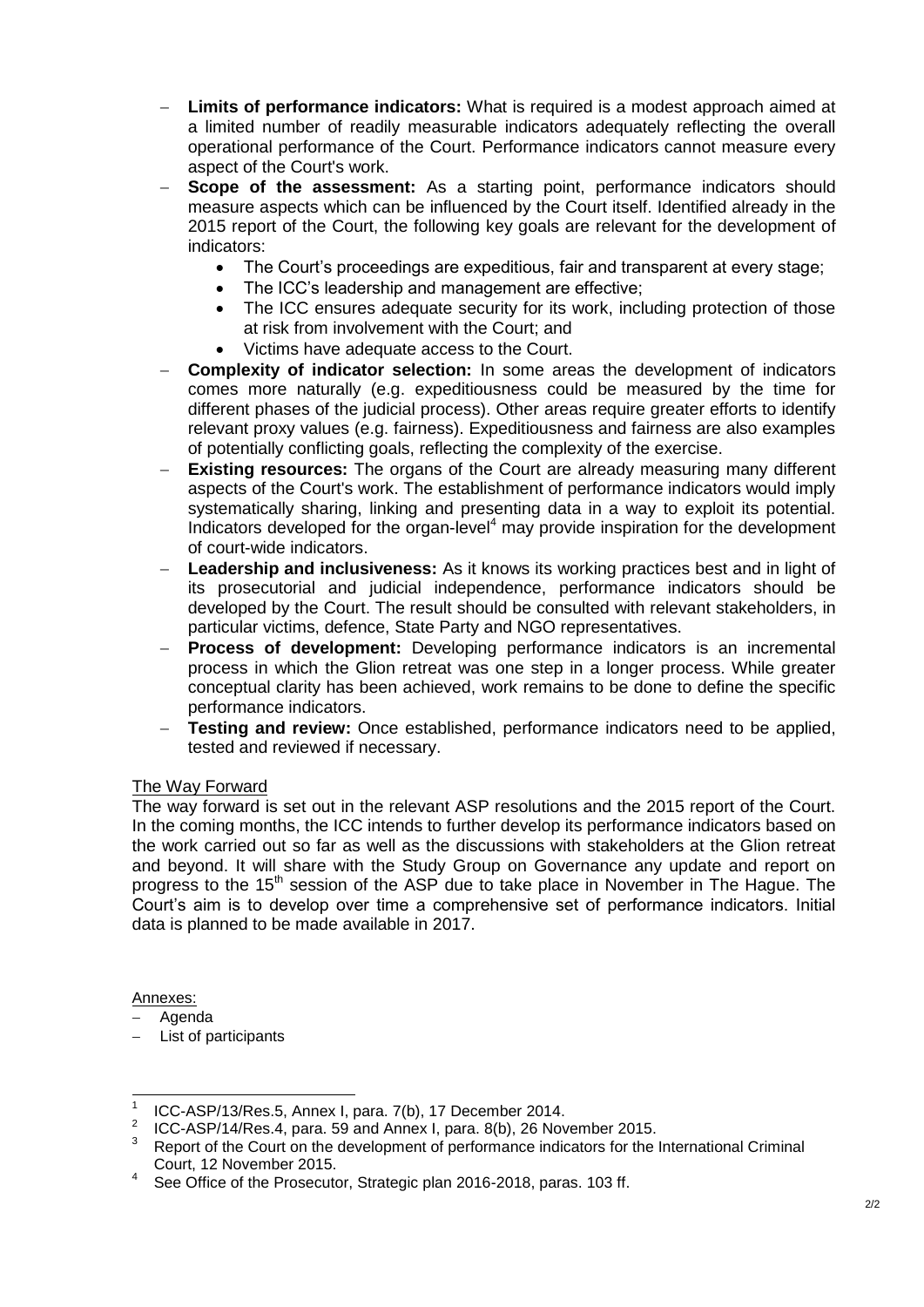- **Limits of performance indicators:** What is required is a modest approach aimed at a limited number of readily measurable indicators adequately reflecting the overall operational performance of the Court. Performance indicators cannot measure every aspect of the Court's work.
- **Scope of the assessment:** As a starting point, performance indicators should measure aspects which can be influenced by the Court itself. Identified already in the 2015 report of the Court, the following key goals are relevant for the development of indicators:
  - The Court's proceedings are expeditious, fair and transparent at every stage;
  - The ICC's leadership and management are effective;
  - The ICC ensures adequate security for its work, including protection of those at risk from involvement with the Court; and
  - Victims have adequate access to the Court.
- **Complexity of indicator selection:** In some areas the development of indicators comes more naturally (e.g. expeditiousness could be measured by the time for different phases of the judicial process). Other areas require greater efforts to identify relevant proxy values (e.g. fairness). Expeditiousness and fairness are also examples of potentially conflicting goals, reflecting the complexity of the exercise.
- **Existing resources:** The organs of the Court are already measuring many different aspects of the Court's work. The establishment of performance indicators would imply systematically sharing, linking and presenting data in a way to exploit its potential. Indicators developed for the organ-level[4] may provide inspiration for the development of court-wide indicators.
- **Leadership and inclusiveness:** As it knows its working practices best and in light of its prosecutorial and judicial independence, performance indicators should be developed by the Court. The result should be consulted with relevant stakeholders, in particular victims, defence, State Party and NGO representatives.
- **Process of development:** Developing performance indicators is an incremental process in which the Glion retreat was one step in a longer process. While greater conceptual clarity has been achieved, work remains to be done to define the specific performance indicators.
- **Testing and review:** Once established, performance indicators need to be applied, tested and reviewed if necessary.

## The Way Forward

The way forward is set out in the relevant ASP resolutions and the 2015 report of the Court. In the coming months, the ICC intends to further develop its performance indicators based on the work carried out so far as well as the discussions with stakeholders at the Glion retreat and beyond. It will share with the Study Group on Governance any update and report on progress to the 15th session of the ASP due to take place in November in The Hague. The Court's aim is to develop over time a comprehensive set of performance indicators. Initial data is planned to be made available in 2017.

Annexes:

- Agenda
- List of participants

---

[1] ICC-ASP/13/Res.5, Annex I, para. 7(b), 17 December 2014.

[2] ICC-ASP/14/Res.4, para. 59 and Annex I, para. 8(b), 26 November 2015.

[3] Report of the Court on the development of performance indicators for the International Criminal Court, 12 November 2015.

[4] See Office of the Prosecutor, Strategic plan 2016-2018, paras. 103 ff.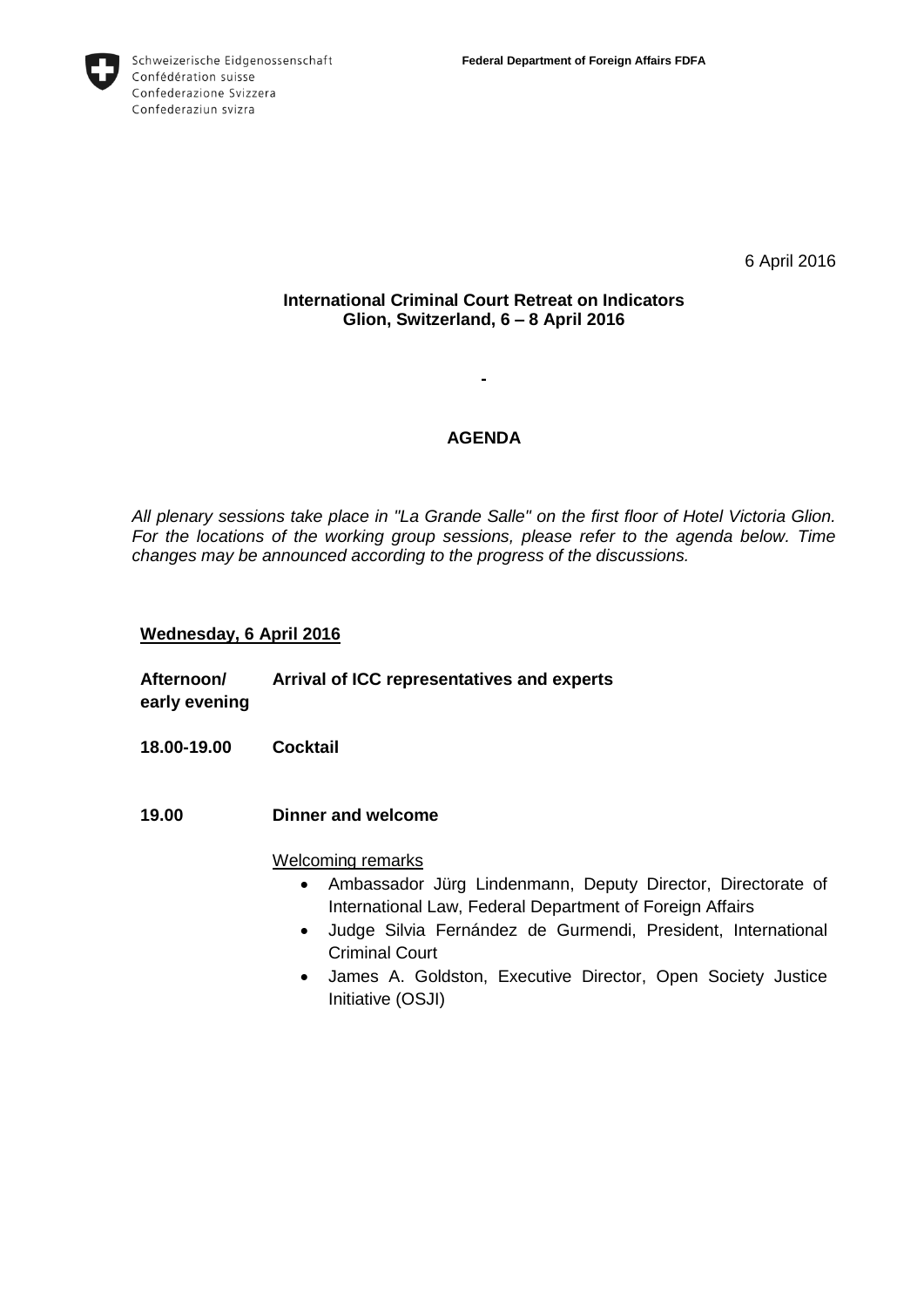Schweizerische Eidgenossenschaft
Confédération suisse
Confederazione Svizzera
Confederaziun svizra

**Federal Department of Foreign Affairs FDFA**

6 April 2016

**International Criminal Court Retreat on Indicators**
**Glion, Switzerland, 6 – 8 April 2016**

**-**

## AGENDA

*All plenary sessions take place in "La Grande Salle" on the first floor of Hotel Victoria Glion. For the locations of the working group sessions, please refer to the agenda below. Time changes may be announced according to the progress of the discussions.*

### Wednesday, 6 April 2016

**Afternoon/ early evening** **Arrival of ICC representatives and experts**

**18.00-19.00** **Cocktail**

**19.00** **Dinner and welcome**

Welcoming remarks

- Ambassador Jürg Lindenmann, Deputy Director, Directorate of International Law, Federal Department of Foreign Affairs
- Judge Silvia Fernández de Gurmendi, President, International Criminal Court
- James A. Goldston, Executive Director, Open Society Justice Initiative (OSJI)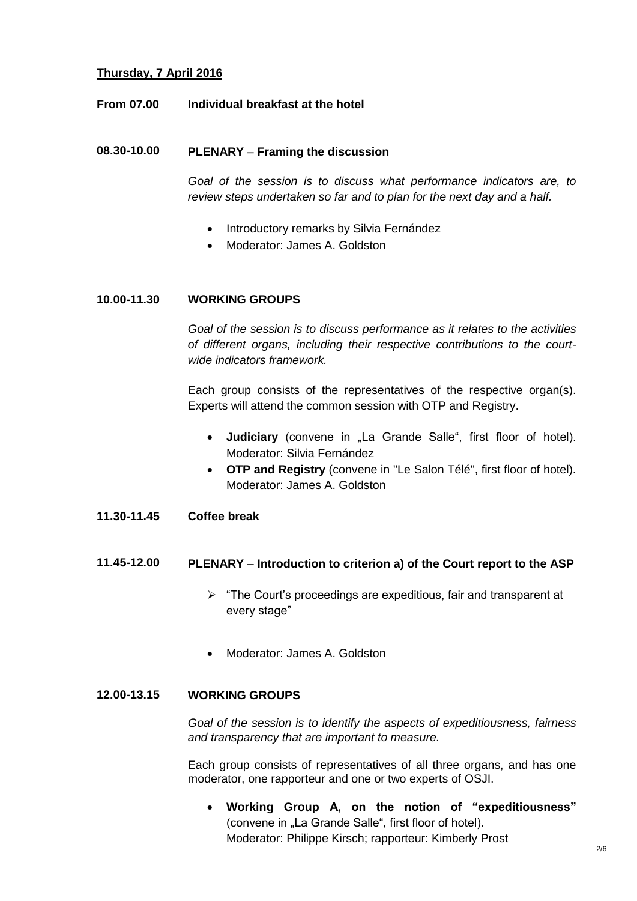**Thursday, 7 April 2016**

**From 07.00 Individual breakfast at the hotel**

**08.30-10.00 PLENARY – Framing the discussion**

*Goal of the session is to discuss what performance indicators are, to review steps undertaken so far and to plan for the next day and a half.*

- Introductory remarks by Silvia Fernández
- Moderator: James A. Goldston

**10.00-11.30 WORKING GROUPS**

*Goal of the session is to discuss performance as it relates to the activities of different organs, including their respective contributions to the court-wide indicators framework.*

Each group consists of the representatives of the respective organ(s). Experts will attend the common session with OTP and Registry.

- **Judiciary** (convene in „La Grande Salle", first floor of hotel). Moderator: Silvia Fernández
- **OTP and Registry** (convene in "Le Salon Télé", first floor of hotel). Moderator: James A. Goldston

**11.30-11.45 Coffee break**

**11.45-12.00 PLENARY – Introduction to criterion a) of the Court report to the ASP**

- "The Court's proceedings are expeditious, fair and transparent at every stage"

- Moderator: James A. Goldston

**12.00-13.15 WORKING GROUPS**

*Goal of the session is to identify the aspects of expeditiousness, fairness and transparency that are important to measure.*

Each group consists of representatives of all three organs, and has one moderator, one rapporteur and one or two experts of OSJI.

- **Working Group A, on the notion of "expeditiousness"** (convene in „La Grande Salle", first floor of hotel). Moderator: Philippe Kirsch; rapporteur: Kimberly Prost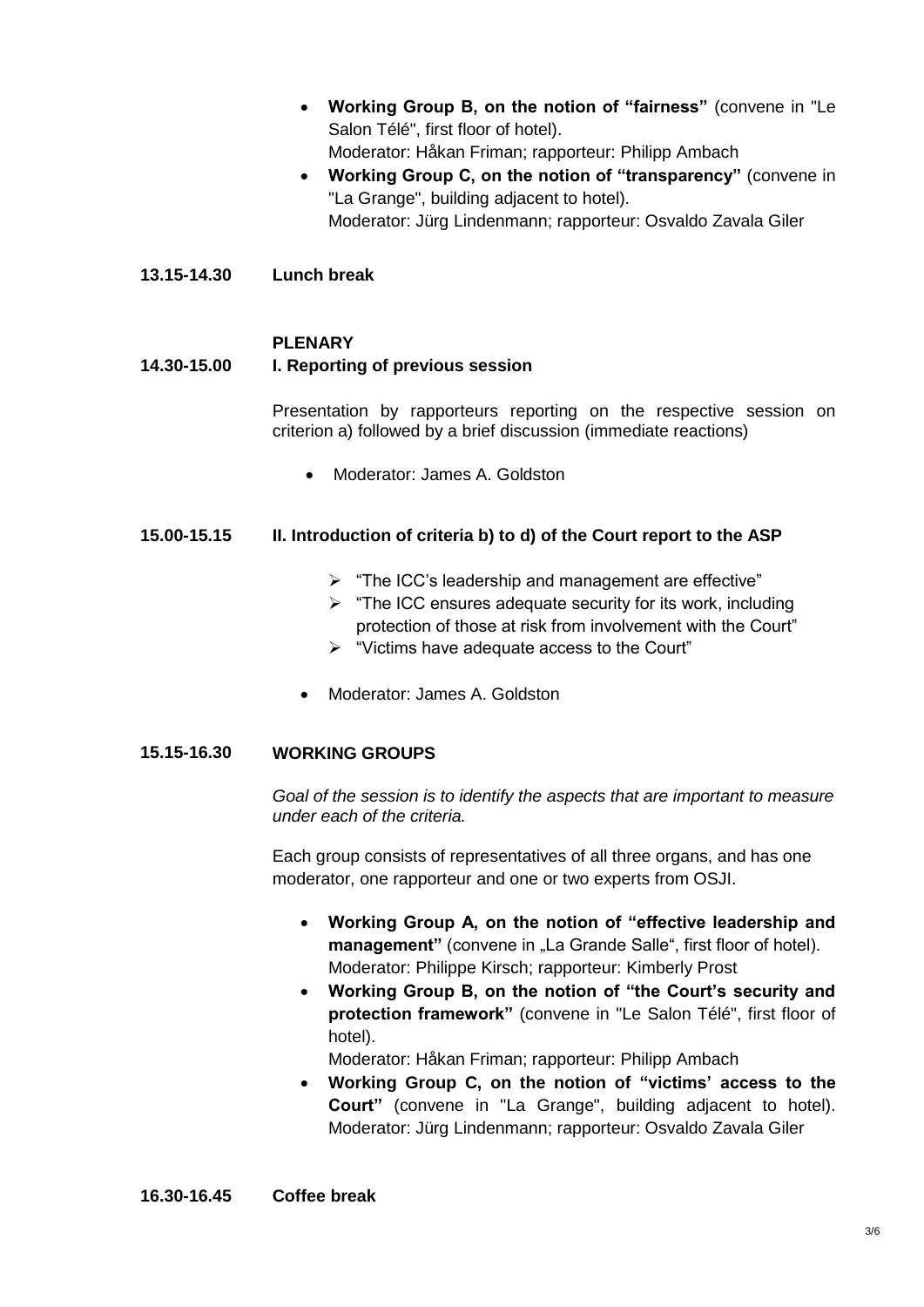- **Working Group B, on the notion of "fairness"** (convene in "Le Salon Télé", first floor of hotel).
  Moderator: Håkan Friman; rapporteur: Philipp Ambach
- **Working Group C, on the notion of "transparency"** (convene in "La Grange", building adjacent to hotel).
  Moderator: Jürg Lindenmann; rapporteur: Osvaldo Zavala Giler

**13.15-14.30 Lunch break**

**PLENARY**

**14.30-15.00 I. Reporting of previous session**

Presentation by rapporteurs reporting on the respective session on criterion a) followed by a brief discussion (immediate reactions)

- Moderator: James A. Goldston

**15.00-15.15 II. Introduction of criteria b) to d) of the Court report to the ASP**

- "The ICC's leadership and management are effective"
- "The ICC ensures adequate security for its work, including protection of those at risk from involvement with the Court"
- "Victims have adequate access to the Court"

- Moderator: James A. Goldston

**15.15-16.30 WORKING GROUPS**

*Goal of the session is to identify the aspects that are important to measure under each of the criteria.*

Each group consists of representatives of all three organs, and has one moderator, one rapporteur and one or two experts from OSJI.

- **Working Group A, on the notion of "effective leadership and management"** (convene in „La Grande Salle", first floor of hotel).
  Moderator: Philippe Kirsch; rapporteur: Kimberly Prost
- **Working Group B, on the notion of "the Court's security and protection framework"** (convene in "Le Salon Télé", first floor of hotel).
  Moderator: Håkan Friman; rapporteur: Philipp Ambach
- **Working Group C, on the notion of "victims' access to the Court"** (convene in "La Grange", building adjacent to hotel).
  Moderator: Jürg Lindenmann; rapporteur: Osvaldo Zavala Giler

**16.30-16.45 Coffee break**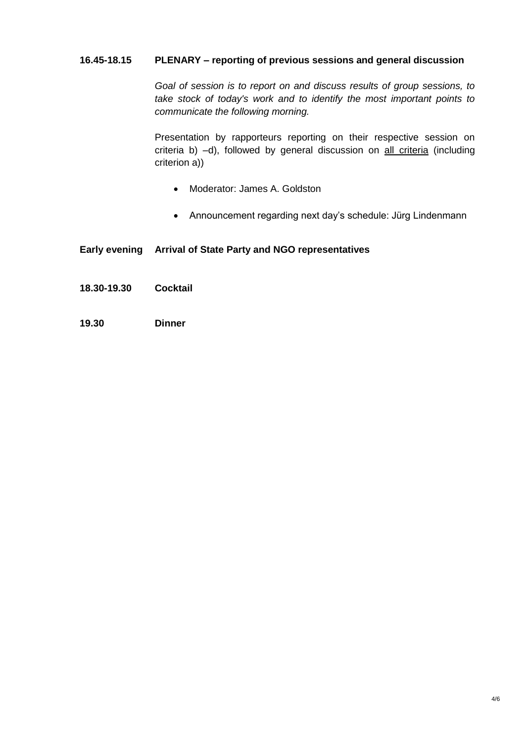**16.45-18.15 PLENARY – reporting of previous sessions and general discussion**

*Goal of session is to report on and discuss results of group sessions, to take stock of today's work and to identify the most important points to communicate the following morning.*

Presentation by rapporteurs reporting on their respective session on criteria b) –d), followed by general discussion on <u>all criteria</u> (including criterion a))

- Moderator: James A. Goldston
- Announcement regarding next day's schedule: Jürg Lindenmann

**Early evening Arrival of State Party and NGO representatives**

**18.30-19.30 Cocktail**

**19.30 Dinner**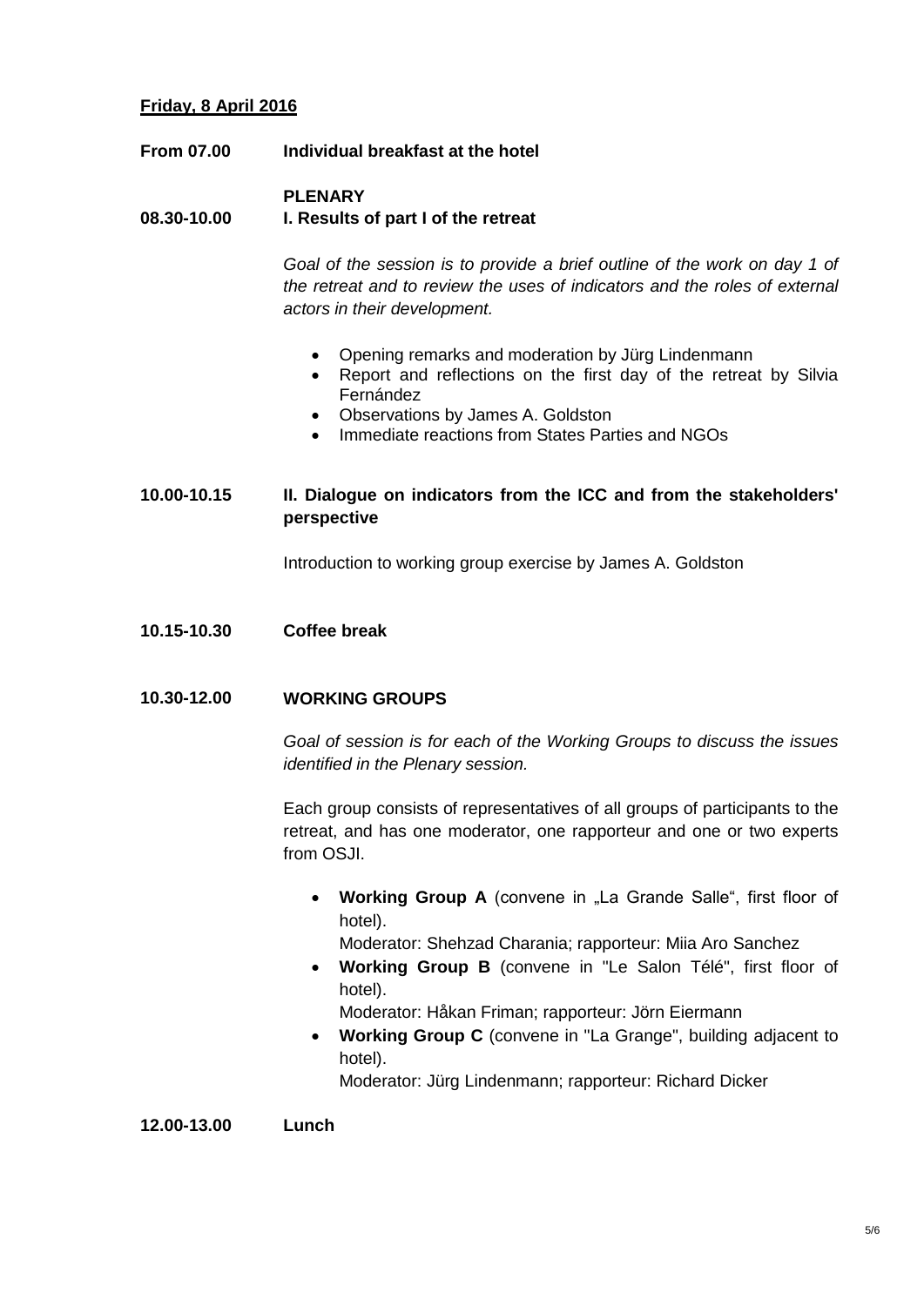**Friday, 8 April 2016**

**From 07.00** **Individual breakfast at the hotel**

**PLENARY**

**08.30-10.00** **I. Results of part I of the retreat**

*Goal of the session is to provide a brief outline of the work on day 1 of the retreat and to review the uses of indicators and the roles of external actors in their development.*

- Opening remarks and moderation by Jürg Lindenmann
- Report and reflections on the first day of the retreat by Silvia Fernández
- Observations by James A. Goldston
- Immediate reactions from States Parties and NGOs

**10.00-10.15** **II. Dialogue on indicators from the ICC and from the stakeholders' perspective**

Introduction to working group exercise by James A. Goldston

**10.15-10.30** **Coffee break**

**10.30-12.00** **WORKING GROUPS**

*Goal of session is for each of the Working Groups to discuss the issues identified in the Plenary session.*

Each group consists of representatives of all groups of participants to the retreat, and has one moderator, one rapporteur and one or two experts from OSJI.

- **Working Group A** (convene in „La Grande Salle", first floor of hotel).
  Moderator: Shehzad Charania; rapporteur: Miia Aro Sanchez
- **Working Group B** (convene in "Le Salon Télé", first floor of hotel).
  Moderator: Håkan Friman; rapporteur: Jörn Eiermann
- **Working Group C** (convene in "La Grange", building adjacent to hotel).
  Moderator: Jürg Lindenmann; rapporteur: Richard Dicker

**12.00-13.00** **Lunch**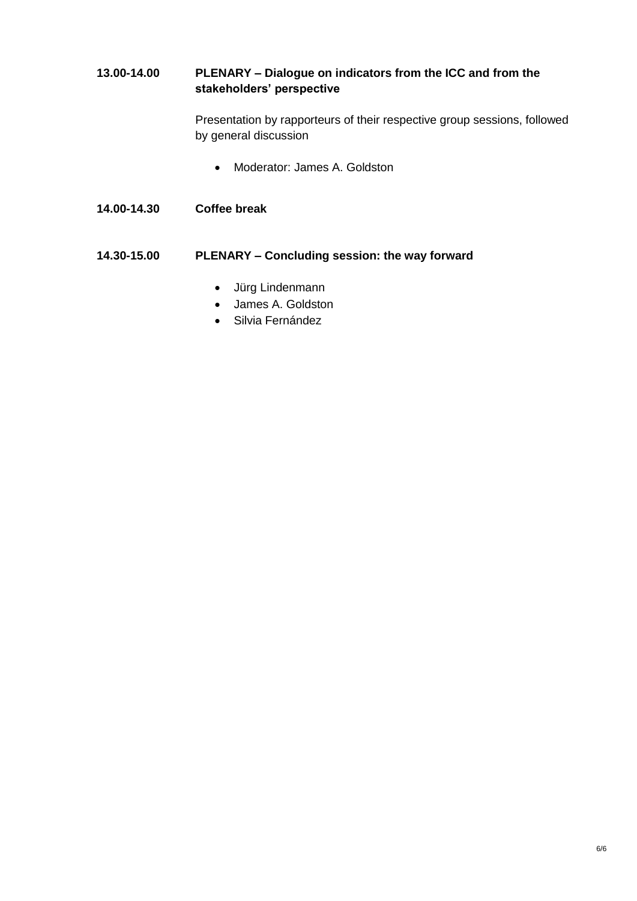**13.00-14.00** **PLENARY – Dialogue on indicators from the ICC and from the stakeholders' perspective**

Presentation by rapporteurs of their respective group sessions, followed by general discussion

- Moderator: James A. Goldston

**14.00-14.30** **Coffee break**

**14.30-15.00** **PLENARY – Concluding session: the way forward**

- Jürg Lindenmann
- James A. Goldston
- Silvia Fernández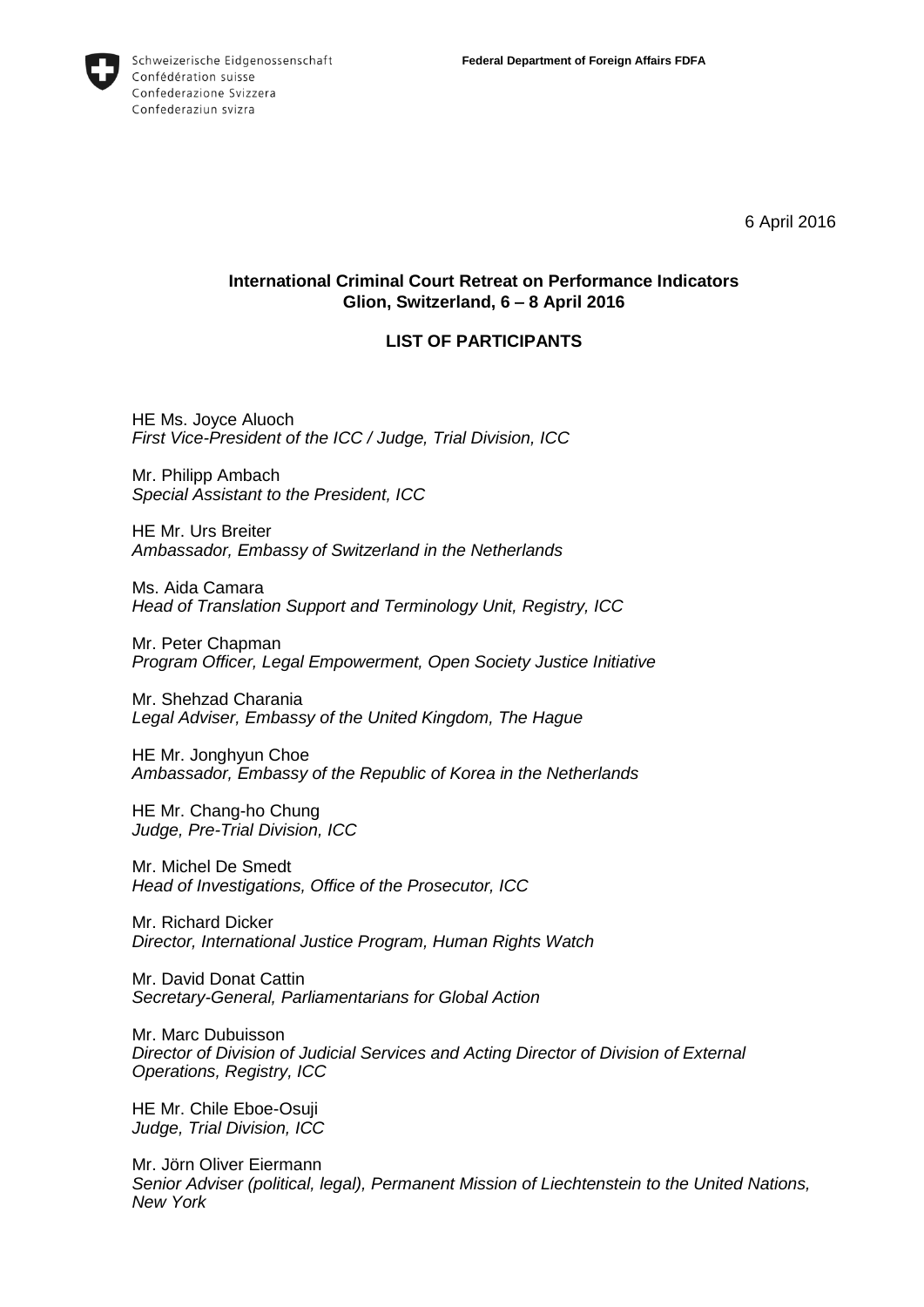Schweizerische Eidgenossenschaft
Confédération suisse
Confederazione Svizzera
Confederaziun svizra

**Federal Department of Foreign Affairs FDFA**

6 April 2016

**International Criminal Court Retreat on Performance Indicators**
**Glion, Switzerland, 6 – 8 April 2016**

**LIST OF PARTICIPANTS**

HE Ms. Joyce Aluoch
*First Vice-President of the ICC / Judge, Trial Division, ICC*

Mr. Philipp Ambach
*Special Assistant to the President, ICC*

HE Mr. Urs Breiter
*Ambassador, Embassy of Switzerland in the Netherlands*

Ms. Aida Camara
*Head of Translation Support and Terminology Unit, Registry, ICC*

Mr. Peter Chapman
*Program Officer, Legal Empowerment, Open Society Justice Initiative*

Mr. Shehzad Charania
*Legal Adviser, Embassy of the United Kingdom, The Hague*

HE Mr. Jonghyun Choe
*Ambassador, Embassy of the Republic of Korea in the Netherlands*

HE Mr. Chang-ho Chung
*Judge, Pre-Trial Division, ICC*

Mr. Michel De Smedt
*Head of Investigations, Office of the Prosecutor, ICC*

Mr. Richard Dicker
*Director, International Justice Program, Human Rights Watch*

Mr. David Donat Cattin
*Secretary-General, Parliamentarians for Global Action*

Mr. Marc Dubuisson
*Director of Division of Judicial Services and Acting Director of Division of External Operations, Registry, ICC*

HE Mr. Chile Eboe-Osuji
*Judge, Trial Division, ICC*

Mr. Jörn Oliver Eiermann
*Senior Adviser (political, legal), Permanent Mission of Liechtenstein to the United Nations, New York*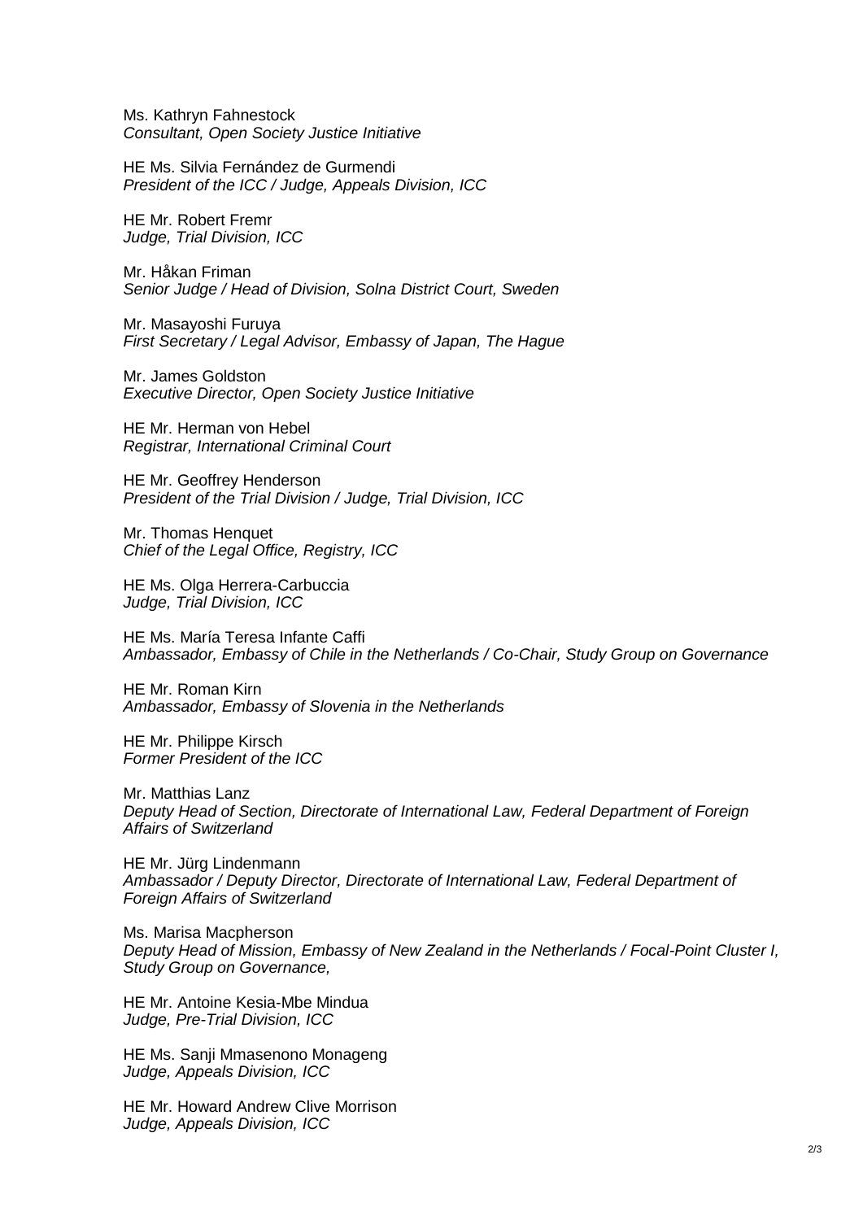Ms. Kathryn Fahnestock
*Consultant, Open Society Justice Initiative*

HE Ms. Silvia Fernández de Gurmendi
*President of the ICC / Judge, Appeals Division, ICC*

HE Mr. Robert Fremr
*Judge, Trial Division, ICC*

Mr. Håkan Friman
*Senior Judge / Head of Division, Solna District Court, Sweden*

Mr. Masayoshi Furuya
*First Secretary / Legal Advisor, Embassy of Japan, The Hague*

Mr. James Goldston
*Executive Director, Open Society Justice Initiative*

HE Mr. Herman von Hebel
*Registrar, International Criminal Court*

HE Mr. Geoffrey Henderson
*President of the Trial Division / Judge, Trial Division, ICC*

Mr. Thomas Henquet
*Chief of the Legal Office, Registry, ICC*

HE Ms. Olga Herrera-Carbuccia
*Judge, Trial Division, ICC*

HE Ms. María Teresa Infante Caffi
*Ambassador, Embassy of Chile in the Netherlands / Co-Chair, Study Group on Governance*

HE Mr. Roman Kirn
*Ambassador, Embassy of Slovenia in the Netherlands*

HE Mr. Philippe Kirsch
*Former President of the ICC*

Mr. Matthias Lanz
*Deputy Head of Section, Directorate of International Law, Federal Department of Foreign Affairs of Switzerland*

HE Mr. Jürg Lindenmann
*Ambassador / Deputy Director, Directorate of International Law, Federal Department of Foreign Affairs of Switzerland*

Ms. Marisa Macpherson
*Deputy Head of Mission, Embassy of New Zealand in the Netherlands / Focal-Point Cluster I, Study Group on Governance,*

HE Mr. Antoine Kesia-Mbe Mindua
*Judge, Pre-Trial Division, ICC*

HE Ms. Sanji Mmasenono Monageng
*Judge, Appeals Division, ICC*

HE Mr. Howard Andrew Clive Morrison
*Judge, Appeals Division, ICC*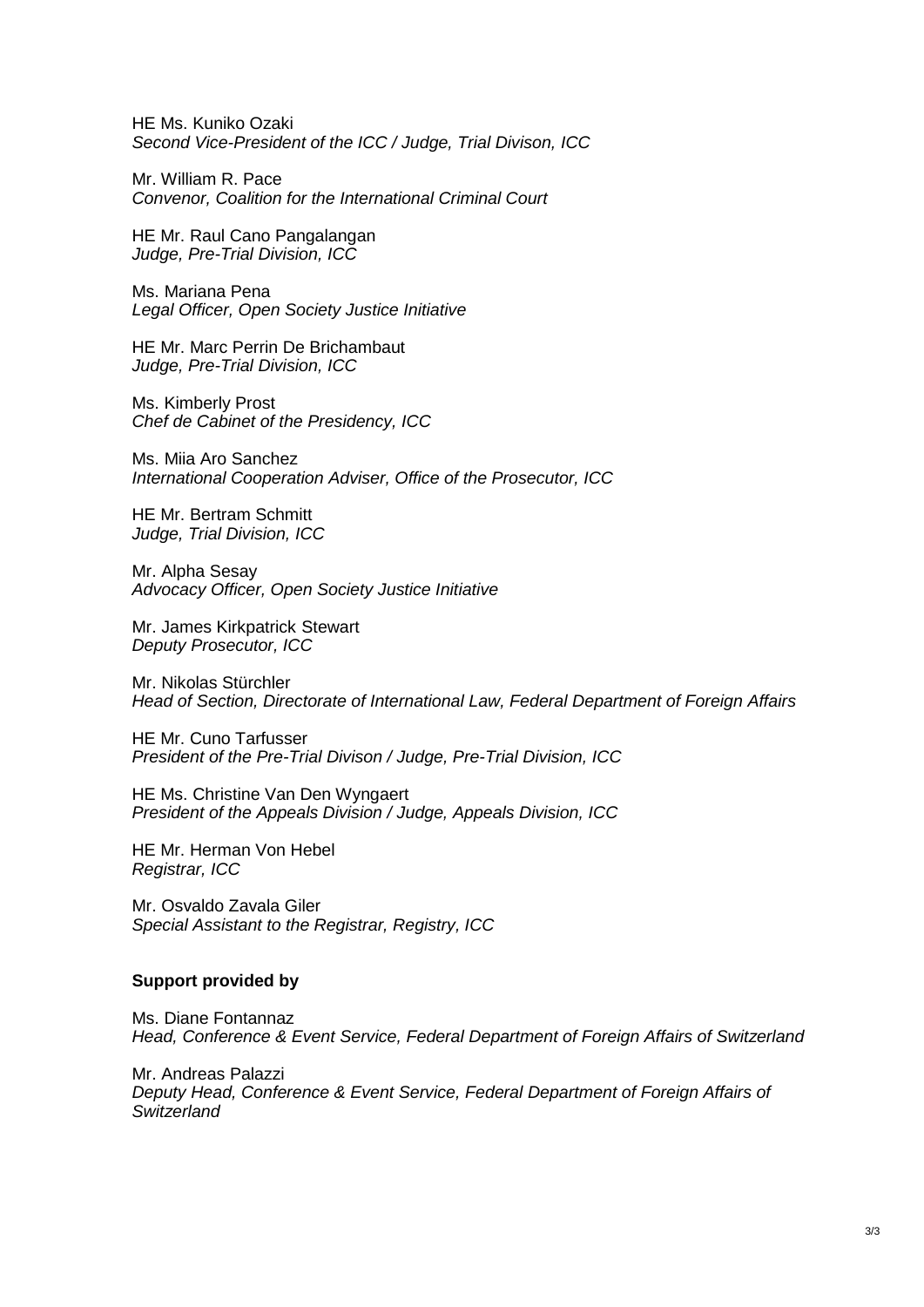HE Ms. Kuniko Ozaki
*Second Vice-President of the ICC / Judge, Trial Divison, ICC*

Mr. William R. Pace
*Convenor, Coalition for the International Criminal Court*

HE Mr. Raul Cano Pangalangan
*Judge, Pre-Trial Division, ICC*

Ms. Mariana Pena
*Legal Officer, Open Society Justice Initiative*

HE Mr. Marc Perrin De Brichambaut
*Judge, Pre-Trial Division, ICC*

Ms. Kimberly Prost
*Chef de Cabinet of the Presidency, ICC*

Ms. Miia Aro Sanchez
*International Cooperation Adviser, Office of the Prosecutor, ICC*

HE Mr. Bertram Schmitt
*Judge, Trial Division, ICC*

Mr. Alpha Sesay
*Advocacy Officer, Open Society Justice Initiative*

Mr. James Kirkpatrick Stewart
*Deputy Prosecutor, ICC*

Mr. Nikolas Stürchler
*Head of Section, Directorate of International Law, Federal Department of Foreign Affairs*

HE Mr. Cuno Tarfusser
*President of the Pre-Trial Divison / Judge, Pre-Trial Division, ICC*

HE Ms. Christine Van Den Wyngaert
*President of the Appeals Division / Judge, Appeals Division, ICC*

HE Mr. Herman Von Hebel
*Registrar, ICC*

Mr. Osvaldo Zavala Giler
*Special Assistant to the Registrar, Registry, ICC*

**Support provided by**

Ms. Diane Fontannaz
*Head, Conference & Event Service, Federal Department of Foreign Affairs of Switzerland*

Mr. Andreas Palazzi
*Deputy Head, Conference & Event Service, Federal Department of Foreign Affairs of Switzerland*